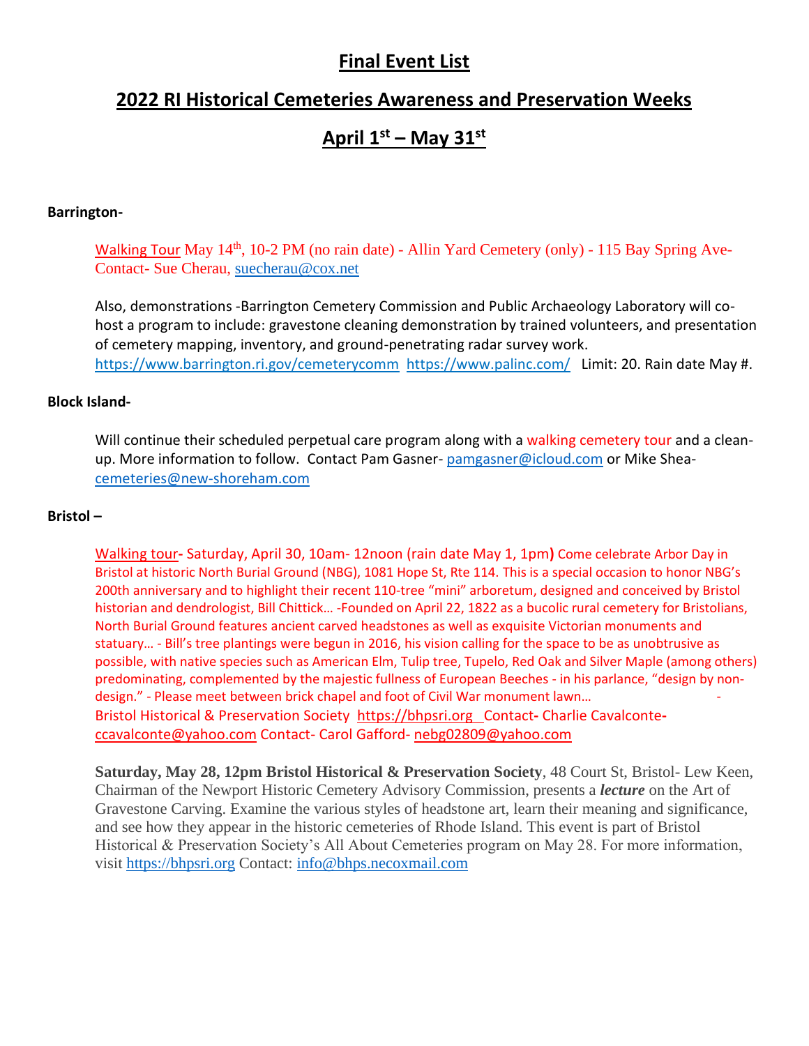# Final Event List

# 2022 RI Historical Cemeteries Awareness and Preservation Weeks

# April 1st – May 31st

**Barrington-**

Walking Tour May 14th, 10-2 PM (no rain date) - Allin Yard Cemetery (only) - 115 Bay Spring Ave-Contact- Sue Cherau, suecherau@cox.net

Also, demonstrations -Barrington Cemetery Commission and Public Archaeology Laboratory will co-host a program to include: gravestone cleaning demonstration by trained volunteers, and presentation of cemetery mapping, inventory, and ground-penetrating radar survey work. https://www.barrington.ri.gov/cemeterycomm https://www.palinc.com/ Limit: 20. Rain date May #.

**Block Island-**

Will continue their scheduled perpetual care program along with a walking cemetery tour and a clean-up. More information to follow. Contact Pam Gasner- pamgasner@icloud.com or Mike Shea-cemeteries@new-shoreham.com

**Bristol –**

Walking tour- Saturday, April 30, 10am- 12noon (rain date May 1, 1pm) Come celebrate Arbor Day in Bristol at historic North Burial Ground (NBG), 1081 Hope St, Rte 114. This is a special occasion to honor NBG's 200th anniversary and to highlight their recent 110-tree "mini" arboretum, designed and conceived by Bristol historian and dendrologist, Bill Chittick… -Founded on April 22, 1822 as a bucolic rural cemetery for Bristolians, North Burial Ground features ancient carved headstones as well as exquisite Victorian monuments and statuary… - Bill's tree plantings were begun in 2016, his vision calling for the space to be as unobtrusive as possible, with native species such as American Elm, Tulip tree, Tupelo, Red Oak and Silver Maple (among others) predominating, complemented by the majestic fullness of European Beeches - in his parlance, "design by non-design." - Please meet between brick chapel and foot of Civil War monument lawn… - Bristol Historical & Preservation Society https://bhpsri.org Contact- Charlie Cavalconte-ccavalconte@yahoo.com Contact- Carol Gafford- nebg02809@yahoo.com

**Saturday, May 28, 12pm Bristol Historical & Preservation Society**, 48 Court St, Bristol- Lew Keen, Chairman of the Newport Historic Cemetery Advisory Commission, presents a ***lecture*** on the Art of Gravestone Carving. Examine the various styles of headstone art, learn their meaning and significance, and see how they appear in the historic cemeteries of Rhode Island. This event is part of Bristol Historical & Preservation Society's All About Cemeteries program on May 28. For more information, visit https://bhpsri.org Contact: info@bhps.necoxmail.com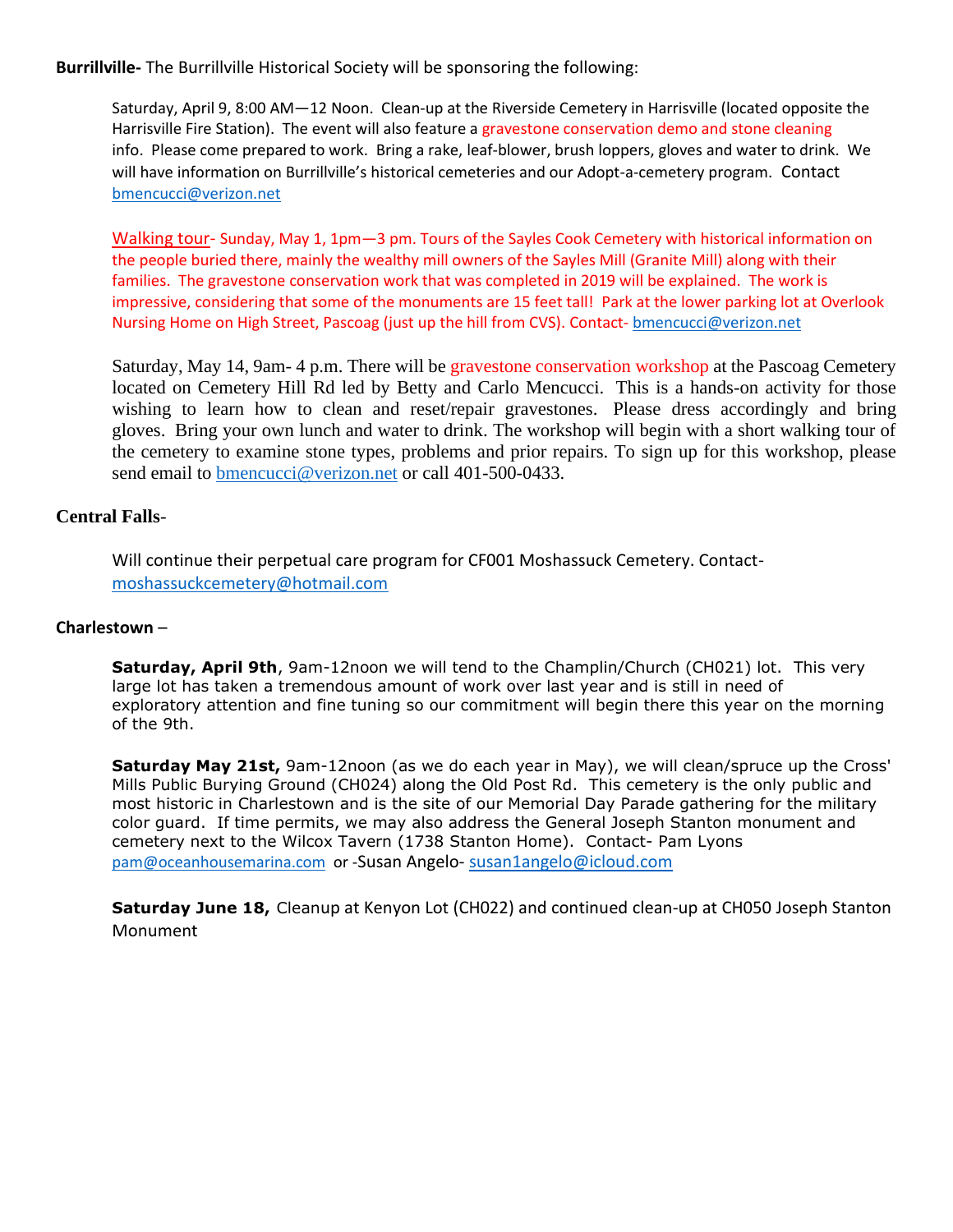**Burrillville-** The Burrillville Historical Society will be sponsoring the following:

Saturday, April 9, 8:00 AM—12 Noon. Clean-up at the Riverside Cemetery in Harrisville (located opposite the Harrisville Fire Station). The event will also feature a gravestone conservation demo and stone cleaning info. Please come prepared to work. Bring a rake, leaf-blower, brush loppers, gloves and water to drink. We will have information on Burrillville's historical cemeteries and our Adopt-a-cemetery program. Contact bmencucci@verizon.net

Walking tour- Sunday, May 1, 1pm—3 pm. Tours of the Sayles Cook Cemetery with historical information on the people buried there, mainly the wealthy mill owners of the Sayles Mill (Granite Mill) along with their families. The gravestone conservation work that was completed in 2019 will be explained. The work is impressive, considering that some of the monuments are 15 feet tall! Park at the lower parking lot at Overlook Nursing Home on High Street, Pascoag (just up the hill from CVS). Contact- bmencucci@verizon.net

Saturday, May 14, 9am- 4 p.m. There will be gravestone conservation workshop at the Pascoag Cemetery located on Cemetery Hill Rd led by Betty and Carlo Mencucci. This is a hands-on activity for those wishing to learn how to clean and reset/repair gravestones. Please dress accordingly and bring gloves. Bring your own lunch and water to drink. The workshop will begin with a short walking tour of the cemetery to examine stone types, problems and prior repairs. To sign up for this workshop, please send email to bmencucci@verizon.net or call 401-500-0433.

**Central Falls**-

Will continue their perpetual care program for CF001 Moshassuck Cemetery. Contact- moshassuckcemetery@hotmail.com

**Charlestown** –

**Saturday, April 9th**, 9am-12noon we will tend to the Champlin/Church (CH021) lot. This very large lot has taken a tremendous amount of work over last year and is still in need of exploratory attention and fine tuning so our commitment will begin there this year on the morning of the 9th.

**Saturday May 21st,** 9am-12noon (as we do each year in May), we will clean/spruce up the Cross' Mills Public Burying Ground (CH024) along the Old Post Rd. This cemetery is the only public and most historic in Charlestown and is the site of our Memorial Day Parade gathering for the military color guard. If time permits, we may also address the General Joseph Stanton monument and cemetery next to the Wilcox Tavern (1738 Stanton Home). Contact- Pam Lyons pam@oceanhousemarina.com or -Susan Angelo- susan1angelo@icloud.com

**Saturday June 18,** Cleanup at Kenyon Lot (CH022) and continued clean-up at CH050 Joseph Stanton Monument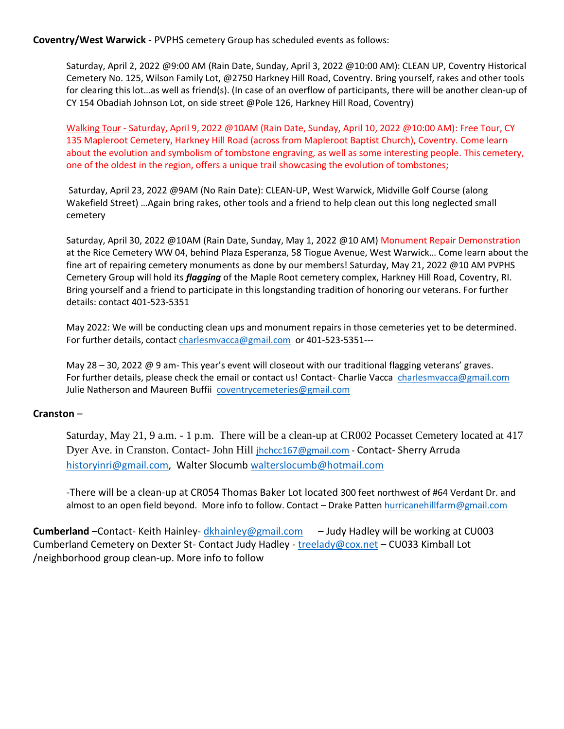**Coventry/West Warwick** - PVPHS cemetery Group has scheduled events as follows:

Saturday, April 2, 2022 @9:00 AM (Rain Date, Sunday, April 3, 2022 @10:00 AM): CLEAN UP, Coventry Historical Cemetery No. 125, Wilson Family Lot, @2750 Harkney Hill Road, Coventry. Bring yourself, rakes and other tools for clearing this lot…as well as friend(s). (In case of an overflow of participants, there will be another clean-up of CY 154 Obadiah Johnson Lot, on side street @Pole 126, Harkney Hill Road, Coventry)

Walking Tour - Saturday, April 9, 2022 @10AM (Rain Date, Sunday, April 10, 2022 @10:00 AM): Free Tour, CY 135 Mapleroot Cemetery, Harkney Hill Road (across from Mapleroot Baptist Church), Coventry. Come learn about the evolution and symbolism of tombstone engraving, as well as some interesting people. This cemetery, one of the oldest in the region, offers a unique trail showcasing the evolution of tombstones;

Saturday, April 23, 2022 @9AM (No Rain Date): CLEAN-UP, West Warwick, Midville Golf Course (along Wakefield Street) …Again bring rakes, other tools and a friend to help clean out this long neglected small cemetery

Saturday, April 30, 2022 @10AM (Rain Date, Sunday, May 1, 2022 @10 AM) Monument Repair Demonstration at the Rice Cemetery WW 04, behind Plaza Esperanza, 58 Tiogue Avenue, West Warwick… Come learn about the fine art of repairing cemetery monuments as done by our members! Saturday, May 21, 2022 @10 AM PVPHS Cemetery Group will hold its ***flagging*** of the Maple Root cemetery complex, Harkney Hill Road, Coventry, RI. Bring yourself and a friend to participate in this longstanding tradition of honoring our veterans. For further details: contact 401-523-5351

May 2022: We will be conducting clean ups and monument repairs in those cemeteries yet to be determined. For further details, contact charlesmvacca@gmail.com or 401-523-5351---

May 28 – 30, 2022 @ 9 am- This year's event will closeout with our traditional flagging veterans' graves. For further details, please check the email or contact us! Contact- Charlie Vacca charlesmvacca@gmail.com Julie Natherson and Maureen Buffii coventrycemeteries@gmail.com

**Cranston** –

Saturday, May 21, 9 a.m. - 1 p.m. There will be a clean-up at CR002 Pocasset Cemetery located at 417 Dyer Ave. in Cranston. Contact- John Hill jhchcc167@gmail.com - Contact- Sherry Arruda historyinri@gmail.com, Walter Slocumb walterslocumb@hotmail.com

-There will be a clean-up at CR054 Thomas Baker Lot located 300 feet northwest of #64 Verdant Dr. and almost to an open field beyond. More info to follow. Contact – Drake Patten hurricanehillfarm@gmail.com

**Cumberland** –Contact- Keith Hainley- dkhainley@gmail.com – Judy Hadley will be working at CU003 Cumberland Cemetery on Dexter St- Contact Judy Hadley - treelady@cox.net – CU033 Kimball Lot /neighborhood group clean-up. More info to follow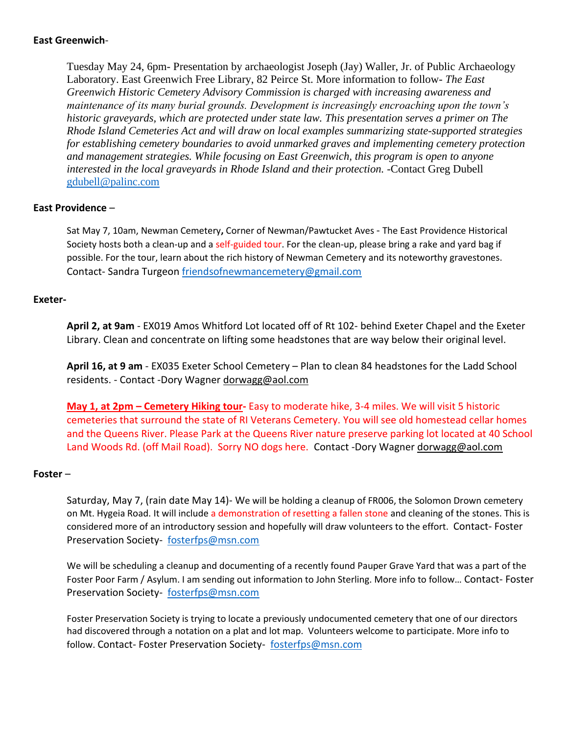**East Greenwich**-

Tuesday May 24, 6pm- Presentation by archaeologist Joseph (Jay) Waller, Jr. of Public Archaeology Laboratory. East Greenwich Free Library, 82 Peirce St. More information to follow- *The East Greenwich Historic Cemetery Advisory Commission is charged with increasing awareness and maintenance of its many burial grounds. Development is increasingly encroaching upon the town's historic graveyards, which are protected under state law. This presentation serves a primer on The Rhode Island Cemeteries Act and will draw on local examples summarizing state-supported strategies for establishing cemetery boundaries to avoid unmarked graves and implementing cemetery protection and management strategies. While focusing on East Greenwich, this program is open to anyone interested in the local graveyards in Rhode Island and their protection.* -Contact Greg Dubell gdubell@palinc.com

**East Providence** –

Sat May 7, 10am, Newman Cemetery**,** Corner of Newman/Pawtucket Aves - The East Providence Historical Society hosts both a clean-up and a self-guided tour. For the clean-up, please bring a rake and yard bag if possible. For the tour, learn about the rich history of Newman Cemetery and its noteworthy gravestones. Contact- Sandra Turgeon friendsofnewmancemetery@gmail.com

**Exeter-**

**April 2, at 9am** - EX019 Amos Whitford Lot located off of Rt 102- behind Exeter Chapel and the Exeter Library. Clean and concentrate on lifting some headstones that are way below their original level.

**April 16, at 9 am** - EX035 Exeter School Cemetery – Plan to clean 84 headstones for the Ladd School residents. - Contact -Dory Wagner dorwagg@aol.com

**May 1, at 2pm – Cemetery Hiking tour-** Easy to moderate hike, 3-4 miles. We will visit 5 historic cemeteries that surround the state of RI Veterans Cemetery. You will see old homestead cellar homes and the Queens River. Please Park at the Queens River nature preserve parking lot located at 40 School Land Woods Rd. (off Mail Road). Sorry NO dogs here. Contact -Dory Wagner dorwagg@aol.com

**Foster** –

Saturday, May 7, (rain date May 14)- We will be holding a cleanup of FR006, the Solomon Drown cemetery on Mt. Hygeia Road. It will include a demonstration of resetting a fallen stone and cleaning of the stones. This is considered more of an introductory session and hopefully will draw volunteers to the effort. Contact- Foster Preservation Society- fosterfps@msn.com

We will be scheduling a cleanup and documenting of a recently found Pauper Grave Yard that was a part of the Foster Poor Farm / Asylum. I am sending out information to John Sterling. More info to follow… Contact- Foster Preservation Society- fosterfps@msn.com

Foster Preservation Society is trying to locate a previously undocumented cemetery that one of our directors had discovered through a notation on a plat and lot map. Volunteers welcome to participate. More info to follow. Contact- Foster Preservation Society- fosterfps@msn.com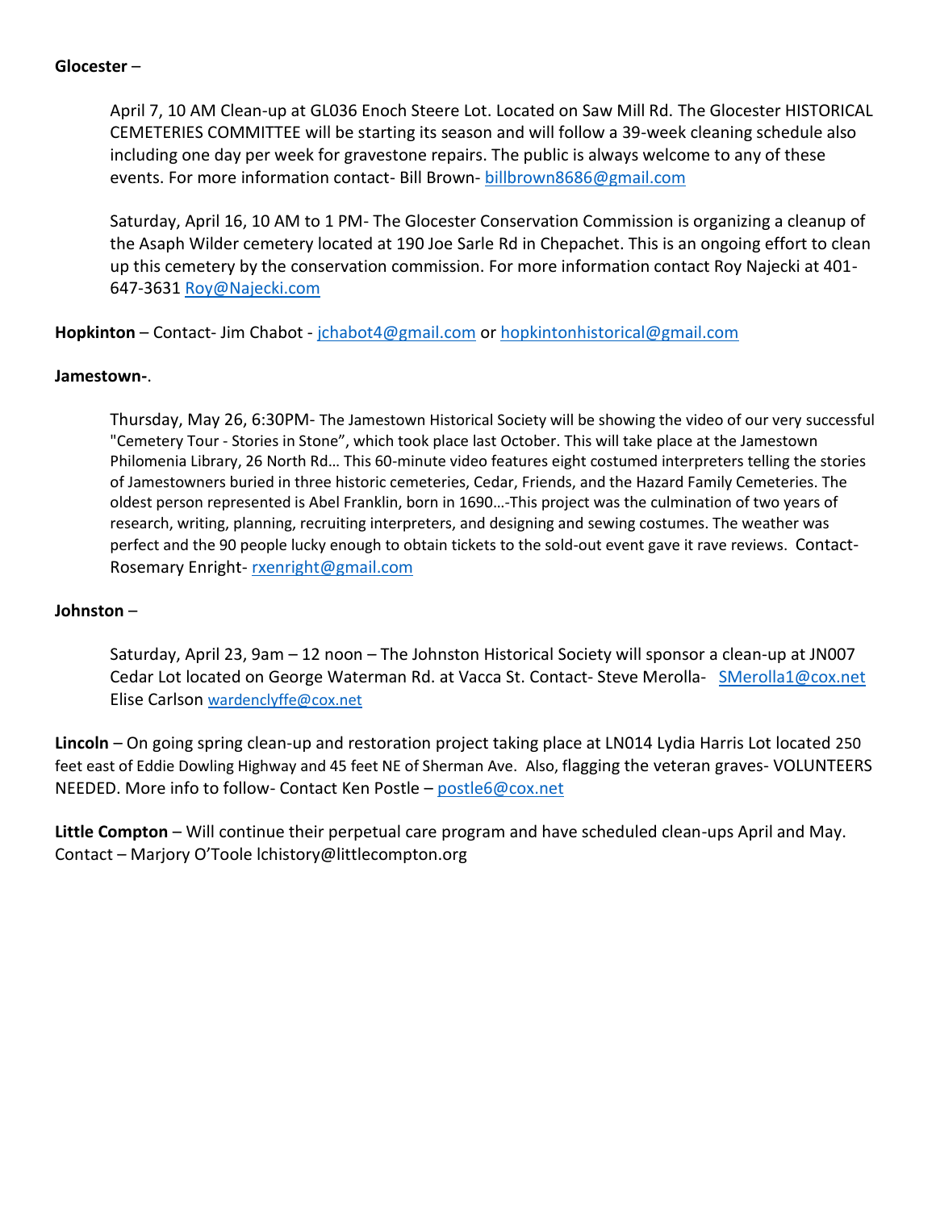**Glocester** –

April 7, 10 AM Clean-up at GL036 Enoch Steere Lot. Located on Saw Mill Rd. The Glocester HISTORICAL CEMETERIES COMMITTEE will be starting its season and will follow a 39-week cleaning schedule also including one day per week for gravestone repairs. The public is always welcome to any of these events. For more information contact- Bill Brown- billbrown8686@gmail.com

Saturday, April 16, 10 AM to 1 PM- The Glocester Conservation Commission is organizing a cleanup of the Asaph Wilder cemetery located at 190 Joe Sarle Rd in Chepachet. This is an ongoing effort to clean up this cemetery by the conservation commission. For more information contact Roy Najecki at 401-647-3631 Roy@Najecki.com

**Hopkinton** – Contact- Jim Chabot - jchabot4@gmail.com or hopkintonhistorical@gmail.com

**Jamestown-**.

Thursday, May 26, 6:30PM- The Jamestown Historical Society will be showing the video of our very successful "Cemetery Tour - Stories in Stone", which took place last October. This will take place at the Jamestown Philomenia Library, 26 North Rd… This 60-minute video features eight costumed interpreters telling the stories of Jamestowners buried in three historic cemeteries, Cedar, Friends, and the Hazard Family Cemeteries. The oldest person represented is Abel Franklin, born in 1690…-This project was the culmination of two years of research, writing, planning, recruiting interpreters, and designing and sewing costumes. The weather was perfect and the 90 people lucky enough to obtain tickets to the sold-out event gave it rave reviews. Contact- Rosemary Enright- rxenright@gmail.com

**Johnston** –

Saturday, April 23, 9am – 12 noon – The Johnston Historical Society will sponsor a clean-up at JN007 Cedar Lot located on George Waterman Rd. at Vacca St. Contact- Steve Merolla- SMerolla1@cox.net Elise Carlson wardenclyffe@cox.net

**Lincoln** – On going spring clean-up and restoration project taking place at LN014 Lydia Harris Lot located 250 feet east of Eddie Dowling Highway and 45 feet NE of Sherman Ave. Also, flagging the veteran graves- VOLUNTEERS NEEDED. More info to follow- Contact Ken Postle – postle6@cox.net

**Little Compton** – Will continue their perpetual care program and have scheduled clean-ups April and May. Contact – Marjory O'Toole lchistory@littlecompton.org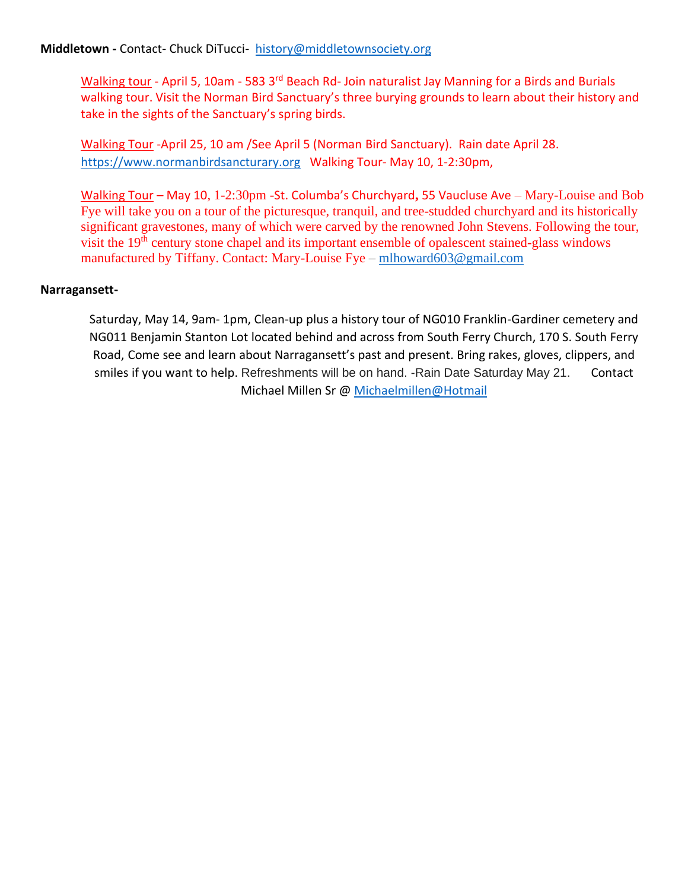**Middletown -** Contact- Chuck DiTucci- history@middletownsociety.org

Walking tour - April 5, 10am - 583 3rd Beach Rd- Join naturalist Jay Manning for a Birds and Burials walking tour. Visit the Norman Bird Sanctuary's three burying grounds to learn about their history and take in the sights of the Sanctuary's spring birds.

Walking Tour -April 25, 10 am /See April 5 (Norman Bird Sanctuary). Rain date April 28. https://www.normanbirdsancturary.org Walking Tour- May 10, 1-2:30pm,

Walking Tour – May 10, 1-2:30pm -St. Columba's Churchyard**,** 55 Vaucluse Ave – Mary-Louise and Bob Fye will take you on a tour of the picturesque, tranquil, and tree-studded churchyard and its historically significant gravestones, many of which were carved by the renowned John Stevens. Following the tour, visit the 19th century stone chapel and its important ensemble of opalescent stained-glass windows manufactured by Tiffany. Contact: Mary-Louise Fye – mlhoward603@gmail.com

**Narragansett-**

Saturday, May 14, 9am- 1pm, Clean-up plus a history tour of NG010 Franklin-Gardiner cemetery and NG011 Benjamin Stanton Lot located behind and across from South Ferry Church, 170 S. South Ferry Road, Come see and learn about Narragansett's past and present. Bring rakes, gloves, clippers, and smiles if you want to help. Refreshments will be on hand. -Rain Date Saturday May 21. Contact Michael Millen Sr @ Michaelmillen@Hotmail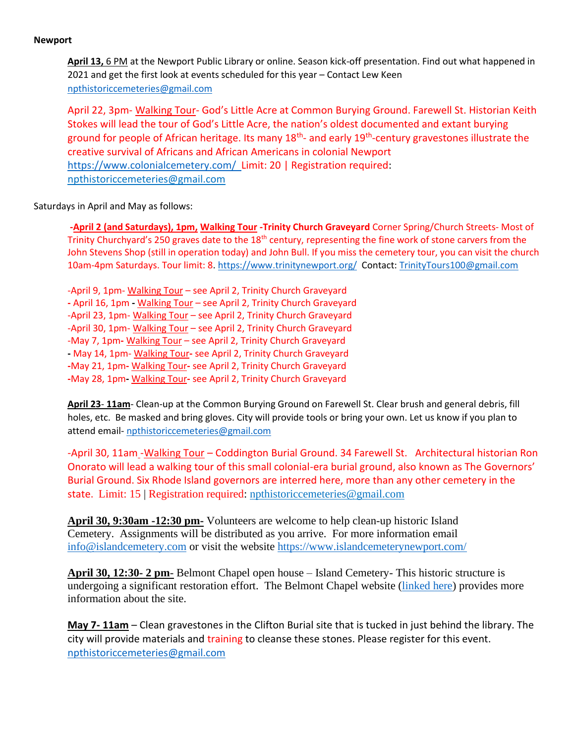**Newport**

**April 13,** 6 PM at the Newport Public Library or online. Season kick-off presentation. Find out what happened in 2021 and get the first look at events scheduled for this year – Contact Lew Keen npthistoriccemeteries@gmail.com

April 22, 3pm- Walking Tour- God's Little Acre at Common Burying Ground. Farewell St. Historian Keith Stokes will lead the tour of God's Little Acre, the nation's oldest documented and extant burying ground for people of African heritage. Its many 18th- and early 19th-century gravestones illustrate the creative survival of Africans and African Americans in colonial Newport https://www.colonialcemetery.com/ Limit: 20 | Registration required: npthistoriccemeteries@gmail.com

Saturdays in April and May as follows:

**-April 2 (and Saturdays), 1pm, Walking Tour -Trinity Church Graveyard** Corner Spring/Church Streets- Most of Trinity Churchyard's 250 graves date to the 18th century, representing the fine work of stone carvers from the John Stevens Shop (still in operation today) and John Bull. If you miss the cemetery tour, you can visit the church 10am-4pm Saturdays. Tour limit: 8. https://www.trinitynewport.org/ Contact: TrinityTours100@gmail.com

-April 9, 1pm- Walking Tour – see April 2, Trinity Church Graveyard
- April 16, 1pm - Walking Tour – see April 2, Trinity Church Graveyard
-April 23, 1pm- Walking Tour – see April 2, Trinity Church Graveyard
-April 30, 1pm- Walking Tour – see April 2, Trinity Church Graveyard
-May 7, 1pm- Walking Tour – see April 2, Trinity Church Graveyard
- May 14, 1pm- Walking Tour- see April 2, Trinity Church Graveyard
-May 21, 1pm- Walking Tour- see April 2, Trinity Church Graveyard
-May 28, 1pm- Walking Tour- see April 2, Trinity Church Graveyard

**April 23- 11am**- Clean-up at the Common Burying Ground on Farewell St. Clear brush and general debris, fill holes, etc. Be masked and bring gloves. City will provide tools or bring your own. Let us know if you plan to attend email- npthistoriccemeteries@gmail.com

-April 30, 11am -Walking Tour – Coddington Burial Ground. 34 Farewell St. Architectural historian Ron Onorato will lead a walking tour of this small colonial-era burial ground, also known as The Governors' Burial Ground. Six Rhode Island governors are interred here, more than any other cemetery in the state. Limit: 15 | Registration required: npthistoriccemeteries@gmail.com

**April 30, 9:30am -12:30 pm-** Volunteers are welcome to help clean-up historic Island Cemetery. Assignments will be distributed as you arrive. For more information email info@islandcemetery.com or visit the website https://www.islandcemeterynewport.com/

**April 30, 12:30- 2 pm-** Belmont Chapel open house – Island Cemetery- This historic structure is undergoing a significant restoration effort. The Belmont Chapel website (linked here) provides more information about the site.

**May 7- 11am** – Clean gravestones in the Clifton Burial site that is tucked in just behind the library. The city will provide materials and training to cleanse these stones. Please register for this event. npthistoriccemeteries@gmail.com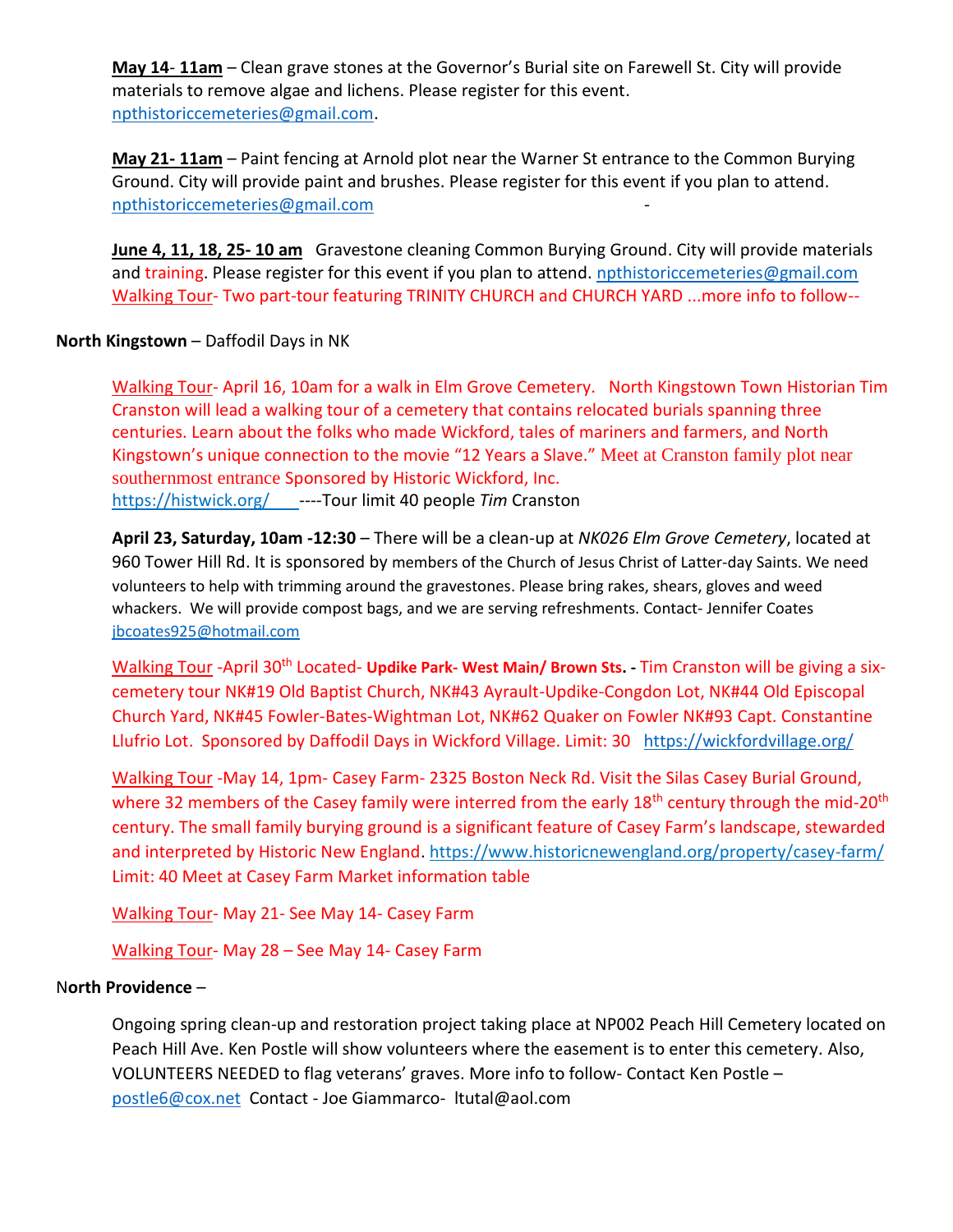**May 14- 11am** – Clean grave stones at the Governor's Burial site on Farewell St. City will provide materials to remove algae and lichens. Please register for this event. npthistoriccemeteries@gmail.com.

**May 21- 11am** – Paint fencing at Arnold plot near the Warner St entrance to the Common Burying Ground. City will provide paint and brushes. Please register for this event if you plan to attend. npthistoriccemeteries@gmail.com -

**June 4, 11, 18, 25- 10 am** Gravestone cleaning Common Burying Ground. City will provide materials and training. Please register for this event if you plan to attend. npthistoriccemeteries@gmail.com
Walking Tour- Two part-tour featuring TRINITY CHURCH and CHURCH YARD ...more info to follow--

**North Kingstown** – Daffodil Days in NK

Walking Tour- April 16, 10am for a walk in Elm Grove Cemetery. North Kingstown Town Historian Tim Cranston will lead a walking tour of a cemetery that contains relocated burials spanning three centuries. Learn about the folks who made Wickford, tales of mariners and farmers, and North Kingstown's unique connection to the movie "12 Years a Slave." Meet at Cranston family plot near southernmost entrance Sponsored by Historic Wickford, Inc.
https://histwick.org/ ----Tour limit 40 people *Tim* Cranston

**April 23, Saturday, 10am -12:30** – There will be a clean-up at *NK026 Elm Grove Cemetery*, located at 960 Tower Hill Rd. It is sponsored by members of the Church of Jesus Christ of Latter-day Saints. We need volunteers to help with trimming around the gravestones. Please bring rakes, shears, gloves and weed whackers. We will provide compost bags, and we are serving refreshments. Contact- Jennifer Coates jbcoates925@hotmail.com

Walking Tour -April 30th Located- **Updike Park- West Main/ Brown Sts. -** Tim Cranston will be giving a six-cemetery tour NK#19 Old Baptist Church, NK#43 Ayrault-Updike-Congdon Lot, NK#44 Old Episcopal Church Yard, NK#45 Fowler-Bates-Wightman Lot, NK#62 Quaker on Fowler NK#93 Capt. Constantine Llufrio Lot. Sponsored by Daffodil Days in Wickford Village. Limit: 30 https://wickfordvillage.org/

Walking Tour -May 14, 1pm- Casey Farm- 2325 Boston Neck Rd. Visit the Silas Casey Burial Ground, where 32 members of the Casey family were interred from the early 18th century through the mid-20th century. The small family burying ground is a significant feature of Casey Farm's landscape, stewarded and interpreted by Historic New England. https://www.historicnewengland.org/property/casey-farm/
Limit: 40 Meet at Casey Farm Market information table

Walking Tour- May 21- See May 14- Casey Farm

Walking Tour- May 28 – See May 14- Casey Farm

**North Providence** –

Ongoing spring clean-up and restoration project taking place at NP002 Peach Hill Cemetery located on Peach Hill Ave. Ken Postle will show volunteers where the easement is to enter this cemetery. Also, VOLUNTEERS NEEDED to flag veterans' graves. More info to follow- Contact Ken Postle – postle6@cox.net Contact - Joe Giammarco- ltutal@aol.com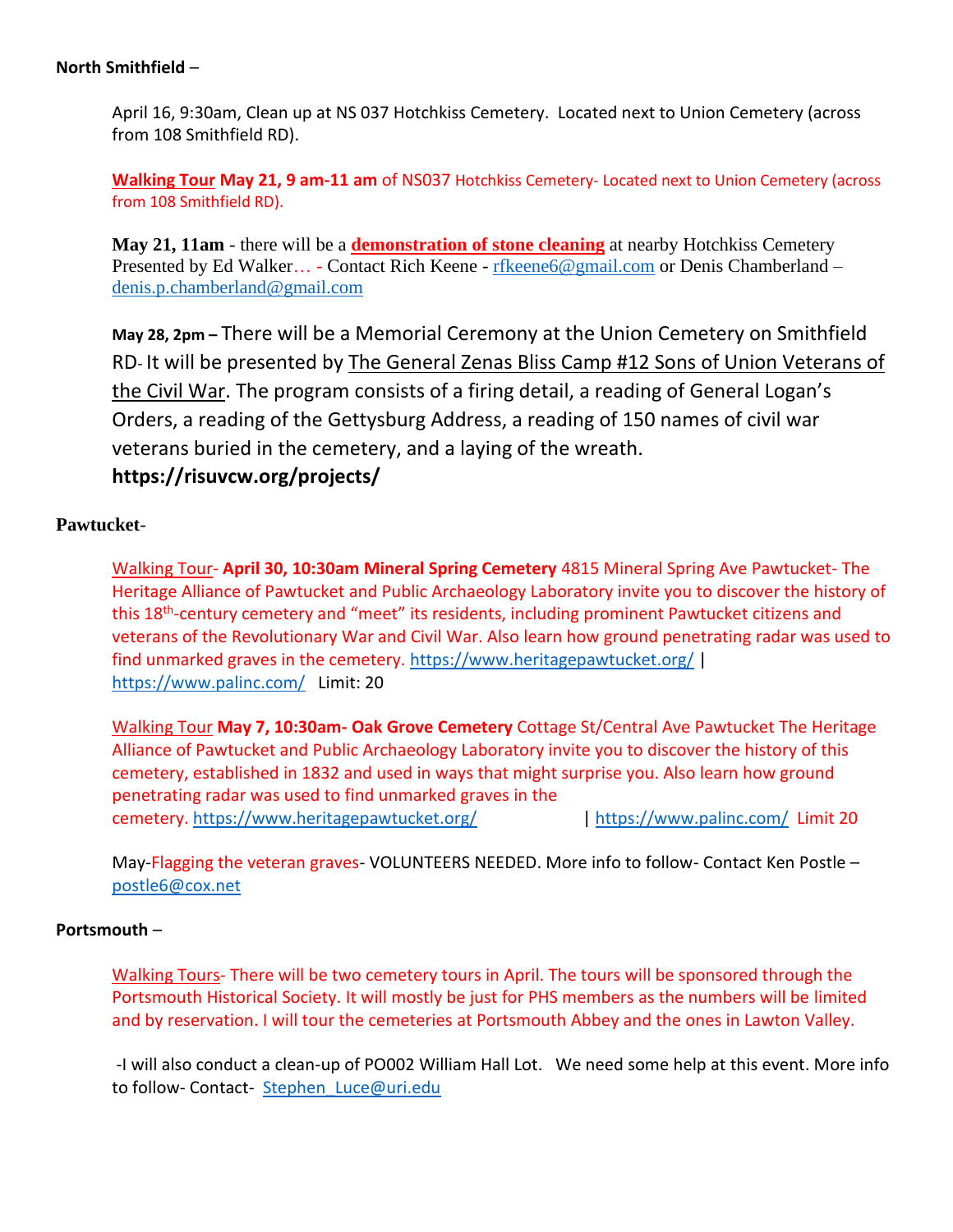**North Smithfield** –

April 16, 9:30am, Clean up at NS 037 Hotchkiss Cemetery. Located next to Union Cemetery (across from 108 Smithfield RD).

**Walking Tour May 21, 9 am-11 am** of NS037 Hotchkiss Cemetery- Located next to Union Cemetery (across from 108 Smithfield RD).

**May 21, 11am** - there will be a **demonstration of stone cleaning** at nearby Hotchkiss Cemetery Presented by Ed Walker… - Contact Rich Keene - rfkeene6@gmail.com or Denis Chamberland – denis.p.chamberland@gmail.com

**May 28, 2pm –** There will be a Memorial Ceremony at the Union Cemetery on Smithfield RD- It will be presented by The General Zenas Bliss Camp #12 Sons of Union Veterans of the Civil War. The program consists of a firing detail, a reading of General Logan's Orders, a reading of the Gettysburg Address, a reading of 150 names of civil war veterans buried in the cemetery, and a laying of the wreath.
**https://risuvcw.org/projects/**

**Pawtucket**-

Walking Tour- **April 30, 10:30am Mineral Spring Cemetery** 4815 Mineral Spring Ave Pawtucket- The Heritage Alliance of Pawtucket and Public Archaeology Laboratory invite you to discover the history of this 18th-century cemetery and "meet" its residents, including prominent Pawtucket citizens and veterans of the Revolutionary War and Civil War. Also learn how ground penetrating radar was used to find unmarked graves in the cemetery. https://www.heritagepawtucket.org/ | https://www.palinc.com/ Limit: 20

Walking Tour **May 7, 10:30am- Oak Grove Cemetery** Cottage St/Central Ave Pawtucket The Heritage Alliance of Pawtucket and Public Archaeology Laboratory invite you to discover the history of this cemetery, established in 1832 and used in ways that might surprise you. Also learn how ground penetrating radar was used to find unmarked graves in the cemetery. https://www.heritagepawtucket.org/ | https://www.palinc.com/ Limit 20

May-Flagging the veteran graves- VOLUNTEERS NEEDED. More info to follow- Contact Ken Postle – postle6@cox.net

**Portsmouth** –

Walking Tours- There will be two cemetery tours in April. The tours will be sponsored through the Portsmouth Historical Society. It will mostly be just for PHS members as the numbers will be limited and by reservation. I will tour the cemeteries at Portsmouth Abbey and the ones in Lawton Valley.

-I will also conduct a clean-up of PO002 William Hall Lot. We need some help at this event. More info to follow- Contact- Stephen_Luce@uri.edu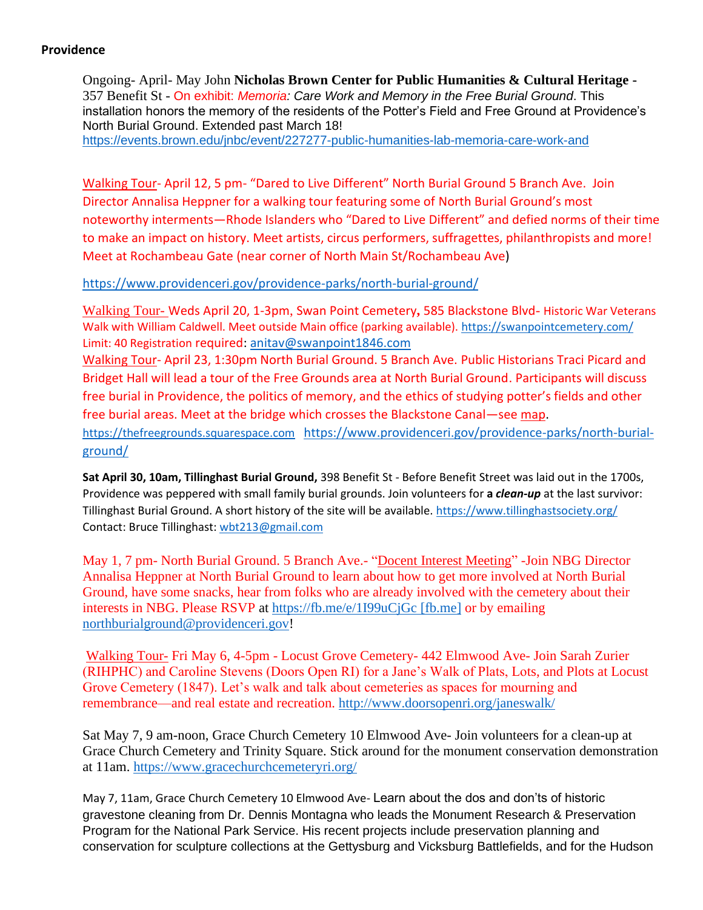**Providence**

Ongoing- April- May John **Nicholas Brown Center for Public Humanities & Cultural Heritage -** 357 Benefit St - On exhibit: *Memoria: Care Work and Memory in the Free Burial Ground*. This installation honors the memory of the residents of the Potter's Field and Free Ground at Providence's North Burial Ground. Extended past March 18!
https://events.brown.edu/jnbc/event/227277-public-humanities-lab-memoria-care-work-and

Walking Tour- April 12, 5 pm- "Dared to Live Different" North Burial Ground 5 Branch Ave. Join Director Annalisa Heppner for a walking tour featuring some of North Burial Ground's most noteworthy interments—Rhode Islanders who "Dared to Live Different" and defied norms of their time to make an impact on history. Meet artists, circus performers, suffragettes, philanthropists and more! Meet at Rochambeau Gate (near corner of North Main St/Rochambeau Ave)

https://www.providenceri.gov/providence-parks/north-burial-ground/

Walking Tour- Weds April 20, 1-3pm, Swan Point Cemetery**,** 585 Blackstone Blvd- Historic War Veterans Walk with William Caldwell. Meet outside Main office (parking available). https://swanpointcemetery.com/ Limit: 40 Registration required: anitav@swanpoint1846.com

Walking Tour- April 23, 1:30pm North Burial Ground. 5 Branch Ave. Public Historians Traci Picard and Bridget Hall will lead a tour of the Free Grounds area at North Burial Ground. Participants will discuss free burial in Providence, the politics of memory, and the ethics of studying potter's fields and other free burial areas. Meet at the bridge which crosses the Blackstone Canal—see map.
https://thefreegrounds.squarespace.com https://www.providenceri.gov/providence-parks/north-burial-ground/

**Sat April 30, 10am, Tillinghast Burial Ground,** 398 Benefit St - Before Benefit Street was laid out in the 1700s, Providence was peppered with small family burial grounds. Join volunteers for **a *clean-up*** at the last survivor: Tillinghast Burial Ground. A short history of the site will be available. https://www.tillinghastsociety.org/
Contact: Bruce Tillinghast: wbt213@gmail.com

May 1, 7 pm- North Burial Ground. 5 Branch Ave.- "Docent Interest Meeting" -Join NBG Director Annalisa Heppner at North Burial Ground to learn about how to get more involved at North Burial Ground, have some snacks, hear from folks who are already involved with the cemetery about their interests in NBG. Please RSVP at https://fb.me/e/1I99uCjGc [fb.me] or by emailing northburialground@providenceri.gov!

Walking Tour- Fri May 6, 4-5pm - Locust Grove Cemetery- 442 Elmwood Ave- Join Sarah Zurier (RIHPHC) and Caroline Stevens (Doors Open RI) for a Jane's Walk of Plats, Lots, and Plots at Locust Grove Cemetery (1847). Let's walk and talk about cemeteries as spaces for mourning and remembrance—and real estate and recreation. http://www.doorsopenri.org/janeswalk/

Sat May 7, 9 am-noon, Grace Church Cemetery 10 Elmwood Ave- Join volunteers for a clean-up at Grace Church Cemetery and Trinity Square. Stick around for the monument conservation demonstration at 11am. https://www.gracechurchcemeteryri.org/

May 7, 11am, Grace Church Cemetery 10 Elmwood Ave- Learn about the dos and don'ts of historic gravestone cleaning from Dr. Dennis Montagna who leads the Monument Research & Preservation Program for the National Park Service. His recent projects include preservation planning and conservation for sculpture collections at the Gettysburg and Vicksburg Battlefields, and for the Hudson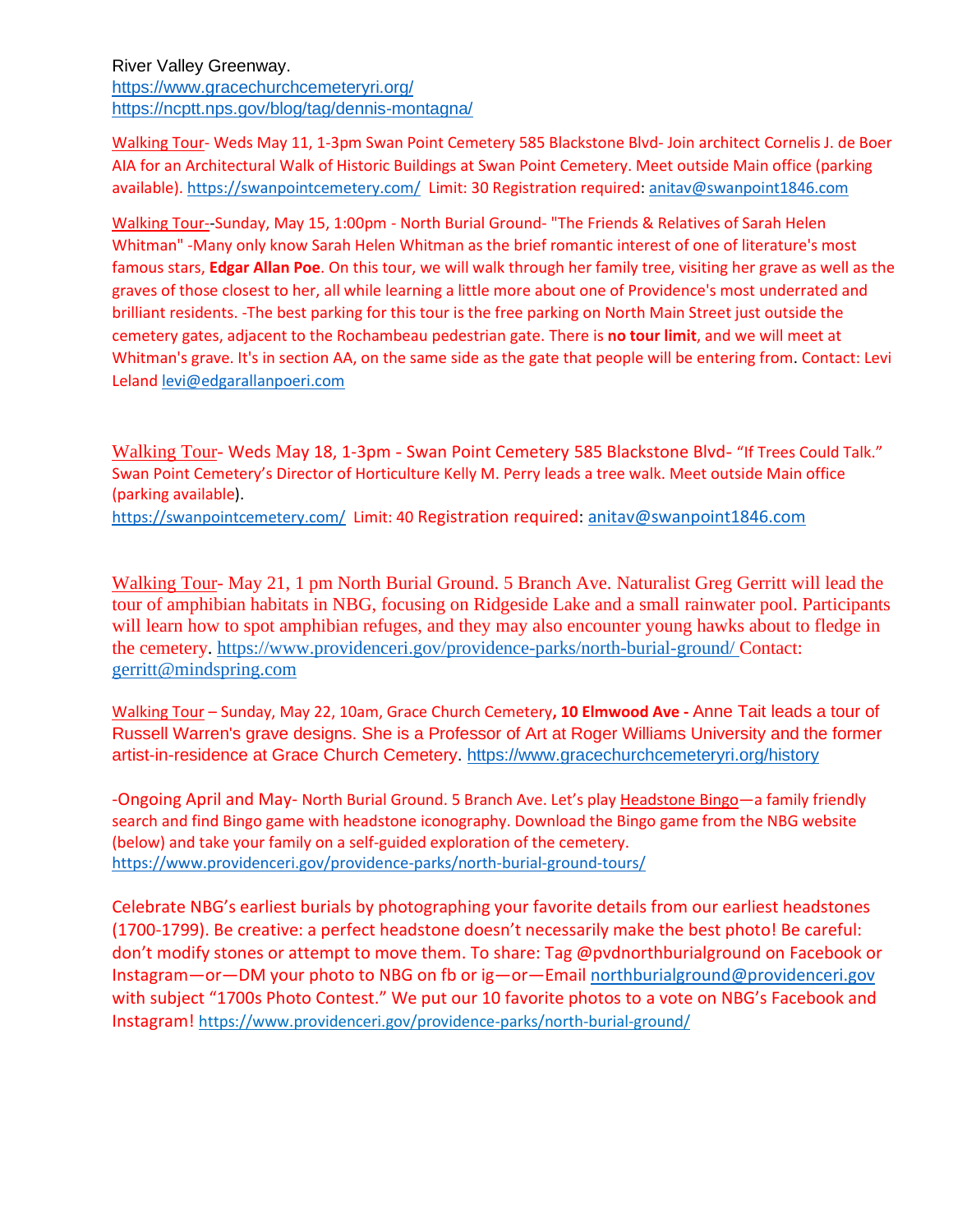River Valley Greenway.
https://www.gracechurchcemeteryri.org/
https://ncptt.nps.gov/blog/tag/dennis-montagna/

Walking Tour- Weds May 11, 1-3pm Swan Point Cemetery 585 Blackstone Blvd- Join architect Cornelis J. de Boer AIA for an Architectural Walk of Historic Buildings at Swan Point Cemetery. Meet outside Main office (parking available). https://swanpointcemetery.com/ Limit: 30 Registration required: anitav@swanpoint1846.com

Walking Tour--Sunday, May 15, 1:00pm - North Burial Ground- "The Friends & Relatives of Sarah Helen Whitman" -Many only know Sarah Helen Whitman as the brief romantic interest of one of literature's most famous stars, **Edgar Allan Poe**. On this tour, we will walk through her family tree, visiting her grave as well as the graves of those closest to her, all while learning a little more about one of Providence's most underrated and brilliant residents. -The best parking for this tour is the free parking on North Main Street just outside the cemetery gates, adjacent to the Rochambeau pedestrian gate. There is **no tour limit**, and we will meet at Whitman's grave. It's in section AA, on the same side as the gate that people will be entering from. Contact: Levi Leland levi@edgarallanpoeri.com

Walking Tour- Weds May 18, 1-3pm - Swan Point Cemetery 585 Blackstone Blvd- "If Trees Could Talk." Swan Point Cemetery's Director of Horticulture Kelly M. Perry leads a tree walk. Meet outside Main office (parking available).
https://swanpointcemetery.com/ Limit: 40 Registration required: anitav@swanpoint1846.com

Walking Tour- May 21, 1 pm North Burial Ground. 5 Branch Ave. Naturalist Greg Gerritt will lead the tour of amphibian habitats in NBG, focusing on Ridgeside Lake and a small rainwater pool. Participants will learn how to spot amphibian refuges, and they may also encounter young hawks about to fledge in the cemetery. https://www.providenceri.gov/providence-parks/north-burial-ground/ Contact: gerritt@mindspring.com

Walking Tour – Sunday, May 22, 10am, Grace Church Cemetery**, 10 Elmwood Ave -** Anne Tait leads a tour of Russell Warren's grave designs. She is a Professor of Art at Roger Williams University and the former artist-in-residence at Grace Church Cemetery. https://www.gracechurchcemeteryri.org/history

-Ongoing April and May- North Burial Ground. 5 Branch Ave. Let's play Headstone Bingo—a family friendly search and find Bingo game with headstone iconography. Download the Bingo game from the NBG website (below) and take your family on a self-guided exploration of the cemetery.
https://www.providenceri.gov/providence-parks/north-burial-ground-tours/

Celebrate NBG's earliest burials by photographing your favorite details from our earliest headstones (1700-1799). Be creative: a perfect headstone doesn't necessarily make the best photo! Be careful: don't modify stones or attempt to move them. To share: Tag @pvdnorthburialground on Facebook or Instagram—or—DM your photo to NBG on fb or ig—or—Email northburialground@providenceri.gov with subject "1700s Photo Contest." We put our 10 favorite photos to a vote on NBG's Facebook and Instagram! https://www.providenceri.gov/providence-parks/north-burial-ground/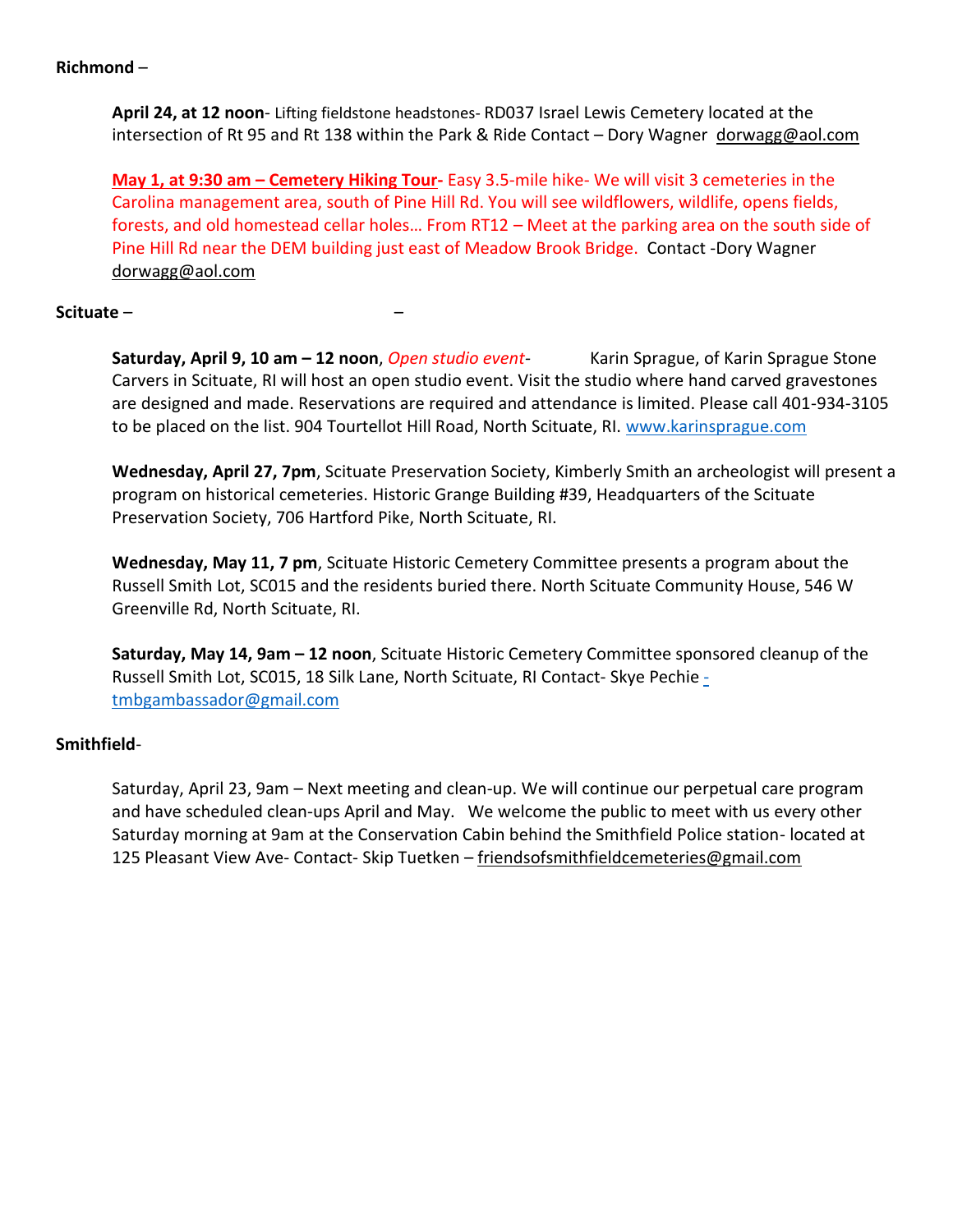**Richmond** –

**April 24, at 12 noon**- Lifting fieldstone headstones- RD037 Israel Lewis Cemetery located at the intersection of Rt 95 and Rt 138 within the Park & Ride Contact – Dory Wagner dorwagg@aol.com

**May 1, at 9:30 am – Cemetery Hiking Tour-** Easy 3.5-mile hike- We will visit 3 cemeteries in the Carolina management area, south of Pine Hill Rd. You will see wildflowers, wildlife, opens fields, forests, and old homestead cellar holes… From RT12 – Meet at the parking area on the south side of Pine Hill Rd near the DEM building just east of Meadow Brook Bridge. Contact -Dory Wagner dorwagg@aol.com

**Scituate** – –

**Saturday, April 9, 10 am – 12 noon**, *Open studio event*- Karin Sprague, of Karin Sprague Stone Carvers in Scituate, RI will host an open studio event. Visit the studio where hand carved gravestones are designed and made. Reservations are required and attendance is limited. Please call 401-934-3105 to be placed on the list. 904 Tourtellot Hill Road, North Scituate, RI. www.karinsprague.com

**Wednesday, April 27, 7pm**, Scituate Preservation Society, Kimberly Smith an archeologist will present a program on historical cemeteries. Historic Grange Building #39, Headquarters of the Scituate Preservation Society, 706 Hartford Pike, North Scituate, RI.

**Wednesday, May 11, 7 pm**, Scituate Historic Cemetery Committee presents a program about the Russell Smith Lot, SC015 and the residents buried there. North Scituate Community House, 546 W Greenville Rd, North Scituate, RI.

**Saturday, May 14, 9am – 12 noon**, Scituate Historic Cemetery Committee sponsored cleanup of the Russell Smith Lot, SC015, 18 Silk Lane, North Scituate, RI Contact- Skye Pechie - tmbgambassador@gmail.com

**Smithfield**-

Saturday, April 23, 9am – Next meeting and clean-up. We will continue our perpetual care program and have scheduled clean-ups April and May. We welcome the public to meet with us every other Saturday morning at 9am at the Conservation Cabin behind the Smithfield Police station- located at 125 Pleasant View Ave- Contact- Skip Tuetken – friendsofsmithfieldcemeteries@gmail.com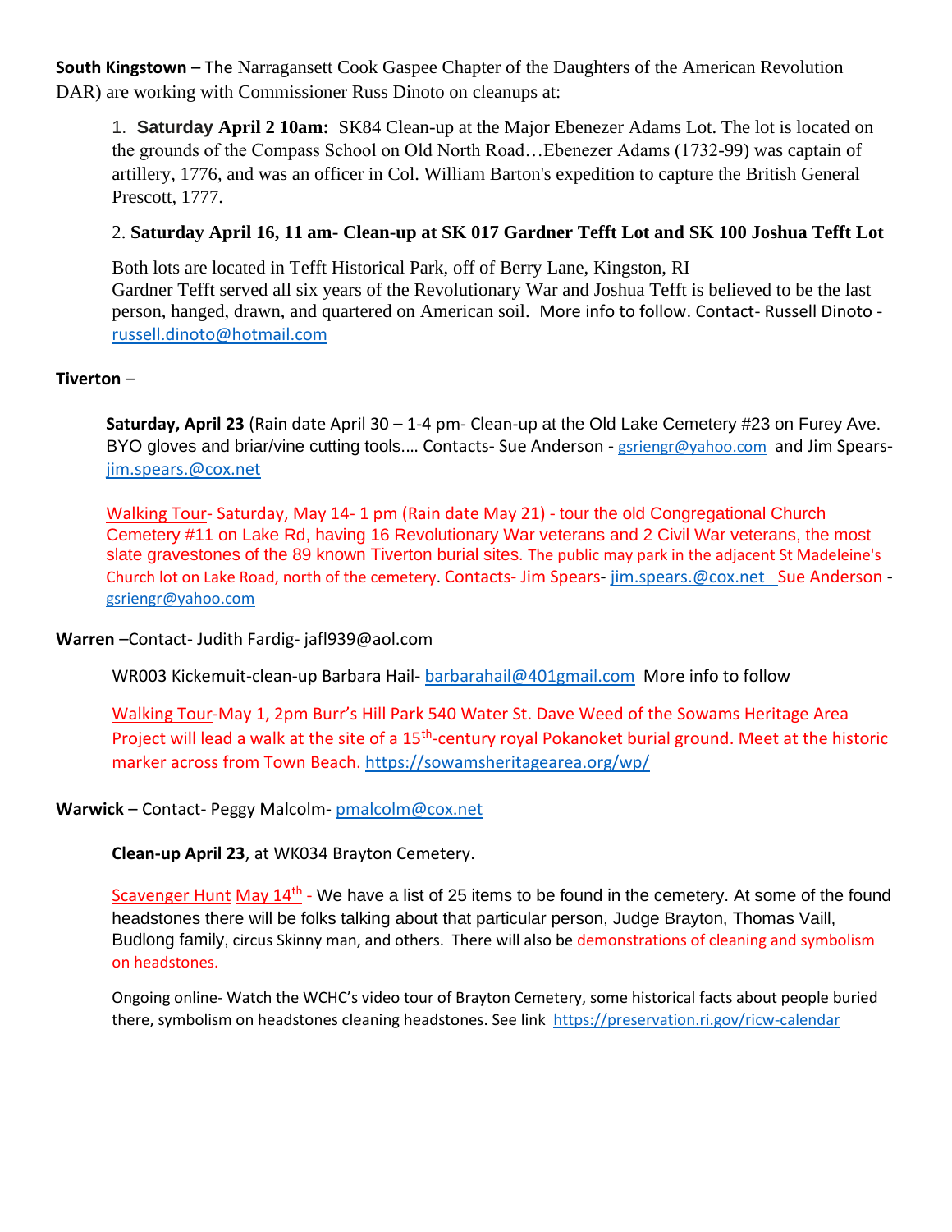**South Kingstown –** The Narragansett Cook Gaspee Chapter of the Daughters of the American Revolution DAR) are working with Commissioner Russ Dinoto on cleanups at:

1. **Saturday April 2 10am:** SK84 Clean-up at the Major Ebenezer Adams Lot. The lot is located on the grounds of the Compass School on Old North Road…Ebenezer Adams (1732-99) was captain of artillery, 1776, and was an officer in Col. William Barton's expedition to capture the British General Prescott, 1777.

2. **Saturday April 16, 11 am- Clean-up at SK 017 Gardner Tefft Lot and SK 100 Joshua Tefft Lot**

 Both lots are located in Tefft Historical Park, off of Berry Lane, Kingston, RI
 Gardner Tefft served all six years of the Revolutionary War and Joshua Tefft is believed to be the last person, hanged, drawn, and quartered on American soil. More info to follow. Contact- Russell Dinoto - russell.dinoto@hotmail.com

**Tiverton** –

**Saturday, April 23** (Rain date April 30 – 1-4 pm- Clean-up at the Old Lake Cemetery #23 on Furey Ave. BYO gloves and briar/vine cutting tools…. Contacts- Sue Anderson - gsriengr@yahoo.com and Jim Spears- jim.spears.@cox.net

Walking Tour- Saturday, May 14- 1 pm (Rain date May 21) - tour the old Congregational Church Cemetery #11 on Lake Rd, having 16 Revolutionary War veterans and 2 Civil War veterans, the most slate gravestones of the 89 known Tiverton burial sites. The public may park in the adjacent St Madeleine's Church lot on Lake Road, north of the cemetery. Contacts- Jim Spears- jim.spears.@cox.net Sue Anderson - gsriengr@yahoo.com

**Warren** –Contact- Judith Fardig- jafl939@aol.com

WR003 Kickemuit-clean-up Barbara Hail- barbarahail@401gmail.com More info to follow

Walking Tour-May 1, 2pm Burr's Hill Park 540 Water St. Dave Weed of the Sowams Heritage Area Project will lead a walk at the site of a 15th-century royal Pokanoket burial ground. Meet at the historic marker across from Town Beach. https://sowamsheritagearea.org/wp/

**Warwick** – Contact- Peggy Malcolm- pmalcolm@cox.net

**Clean-up April 23**, at WK034 Brayton Cemetery.

Scavenger Hunt May 14th - We have a list of 25 items to be found in the cemetery. At some of the found headstones there will be folks talking about that particular person, Judge Brayton, Thomas Vaill, Budlong family, circus Skinny man, and others. There will also be demonstrations of cleaning and symbolism on headstones.

Ongoing online- Watch the WCHC's video tour of Brayton Cemetery, some historical facts about people buried there, symbolism on headstones cleaning headstones. See link https://preservation.ri.gov/ricw-calendar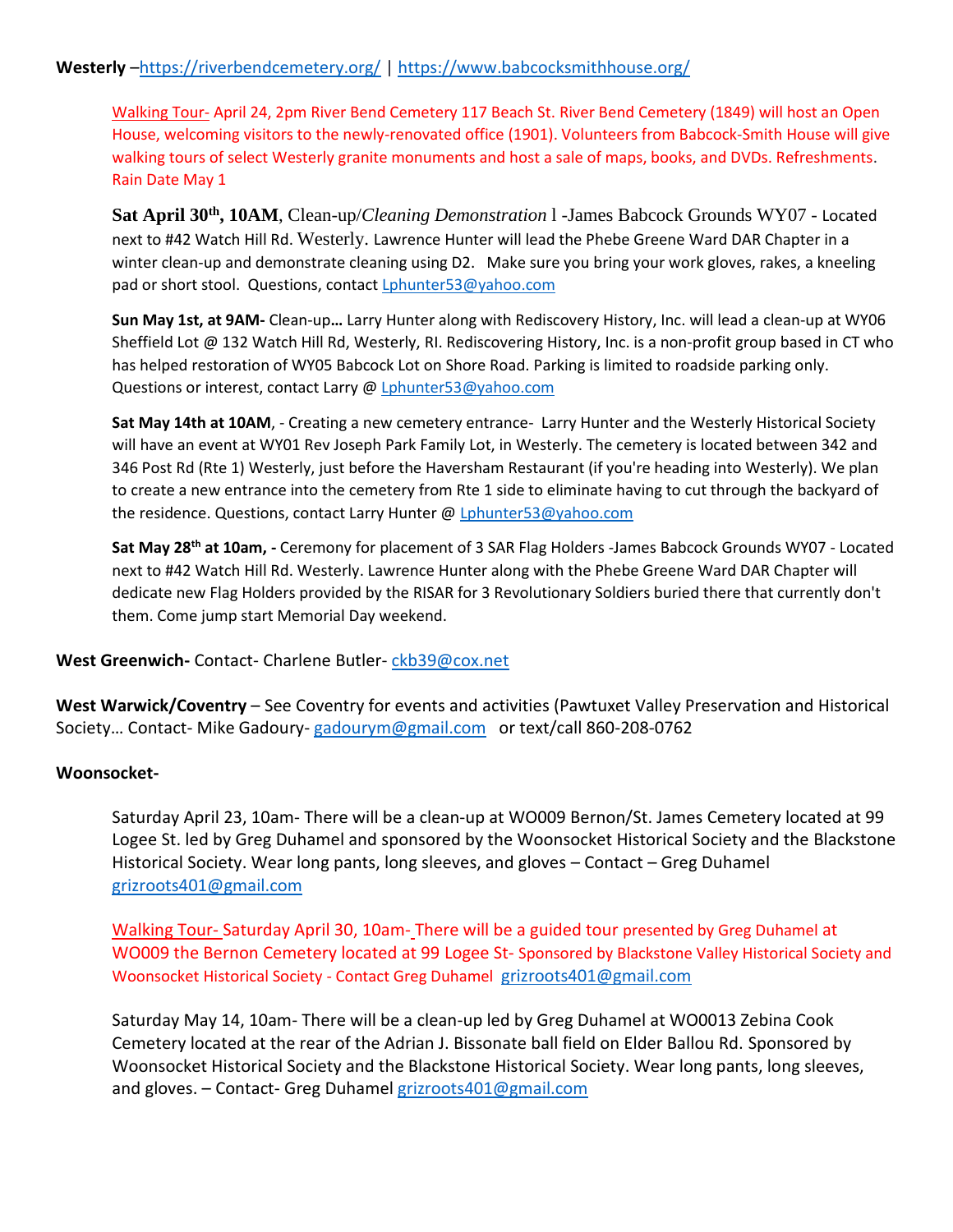**Westerly** –https://riverbendcemetery.org/ | https://www.babcocksmithhouse.org/

Walking Tour- April 24, 2pm River Bend Cemetery 117 Beach St. River Bend Cemetery (1849) will host an Open House, welcoming visitors to the newly-renovated office (1901). Volunteers from Babcock-Smith House will give walking tours of select Westerly granite monuments and host a sale of maps, books, and DVDs. Refreshments. Rain Date May 1

**Sat April 30th, 10AM**, Clean-up/*Cleaning Demonstration* l -James Babcock Grounds WY07 - Located next to #42 Watch Hill Rd. Westerly. Lawrence Hunter will lead the Phebe Greene Ward DAR Chapter in a winter clean-up and demonstrate cleaning using D2. Make sure you bring your work gloves, rakes, a kneeling pad or short stool. Questions, contact Lphunter53@yahoo.com

**Sun May 1st, at 9AM-** Clean-up**…** Larry Hunter along with Rediscovery History, Inc. will lead a clean-up at WY06 Sheffield Lot @ 132 Watch Hill Rd, Westerly, RI. Rediscovering History, Inc. is a non-profit group based in CT who has helped restoration of WY05 Babcock Lot on Shore Road. Parking is limited to roadside parking only. Questions or interest, contact Larry @ Lphunter53@yahoo.com

**Sat May 14th at 10AM**, - Creating a new cemetery entrance- Larry Hunter and the Westerly Historical Society will have an event at WY01 Rev Joseph Park Family Lot, in Westerly. The cemetery is located between 342 and 346 Post Rd (Rte 1) Westerly, just before the Haversham Restaurant (if you're heading into Westerly). We plan to create a new entrance into the cemetery from Rte 1 side to eliminate having to cut through the backyard of the residence. Questions, contact Larry Hunter @ Lphunter53@yahoo.com

**Sat May 28th at 10am, -** Ceremony for placement of 3 SAR Flag Holders -James Babcock Grounds WY07 - Located next to #42 Watch Hill Rd. Westerly. Lawrence Hunter along with the Phebe Greene Ward DAR Chapter will dedicate new Flag Holders provided by the RISAR for 3 Revolutionary Soldiers buried there that currently don't them. Come jump start Memorial Day weekend.

**West Greenwich-** Contact- Charlene Butler- ckb39@cox.net

**West Warwick/Coventry** – See Coventry for events and activities (Pawtuxet Valley Preservation and Historical Society… Contact- Mike Gadoury- gadourym@gmail.com or text/call 860-208-0762

**Woonsocket-**

Saturday April 23, 10am- There will be a clean-up at WO009 Bernon/St. James Cemetery located at 99 Logee St. led by Greg Duhamel and sponsored by the Woonsocket Historical Society and the Blackstone Historical Society. Wear long pants, long sleeves, and gloves – Contact – Greg Duhamel grizroots401@gmail.com

Walking Tour- Saturday April 30, 10am- There will be a guided tour presented by Greg Duhamel at WO009 the Bernon Cemetery located at 99 Logee St- Sponsored by Blackstone Valley Historical Society and Woonsocket Historical Society - Contact Greg Duhamel grizroots401@gmail.com

Saturday May 14, 10am- There will be a clean-up led by Greg Duhamel at WO0013 Zebina Cook Cemetery located at the rear of the Adrian J. Bissonate ball field on Elder Ballou Rd. Sponsored by Woonsocket Historical Society and the Blackstone Historical Society. Wear long pants, long sleeves, and gloves. – Contact- Greg Duhamel grizroots401@gmail.com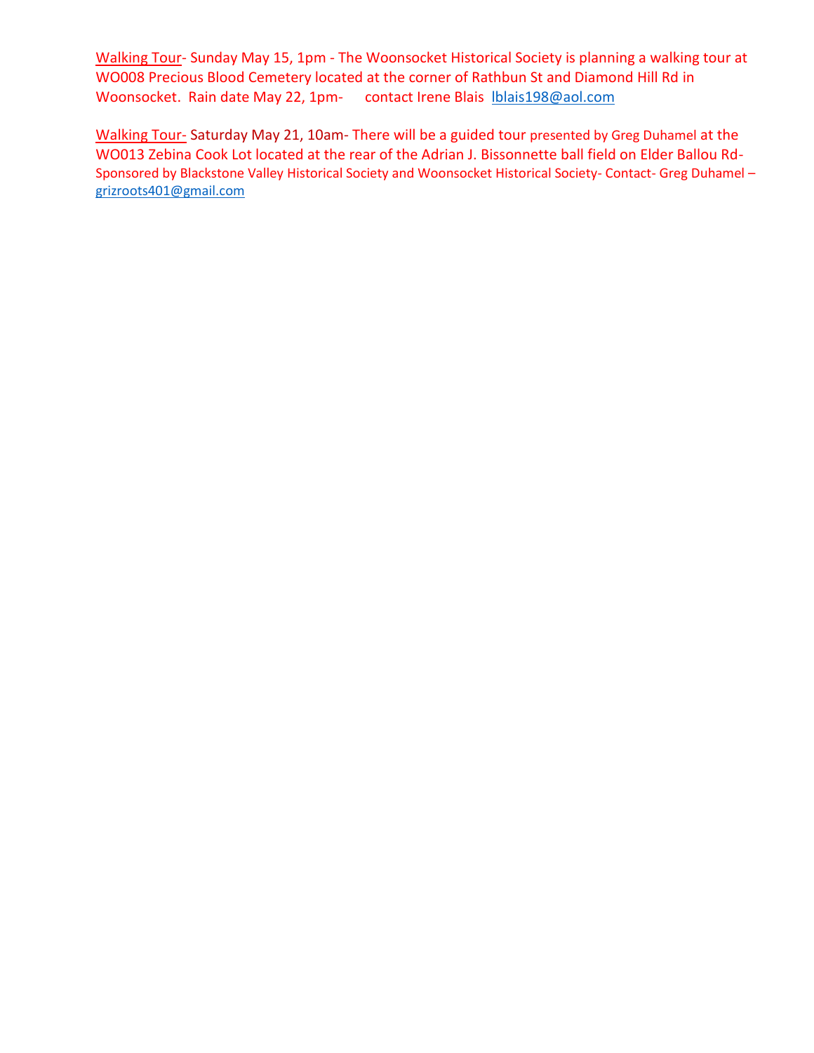Walking Tour- Sunday May 15, 1pm - The Woonsocket Historical Society is planning a walking tour at WO008 Precious Blood Cemetery located at the corner of Rathbun St and Diamond Hill Rd in Woonsocket. Rain date May 22, 1pm- contact Irene Blais lblais198@aol.com

Walking Tour- Saturday May 21, 10am- There will be a guided tour presented by Greg Duhamel at the WO013 Zebina Cook Lot located at the rear of the Adrian J. Bissonnette ball field on Elder Ballou Rd- Sponsored by Blackstone Valley Historical Society and Woonsocket Historical Society- Contact- Greg Duhamel – grizroots401@gmail.com